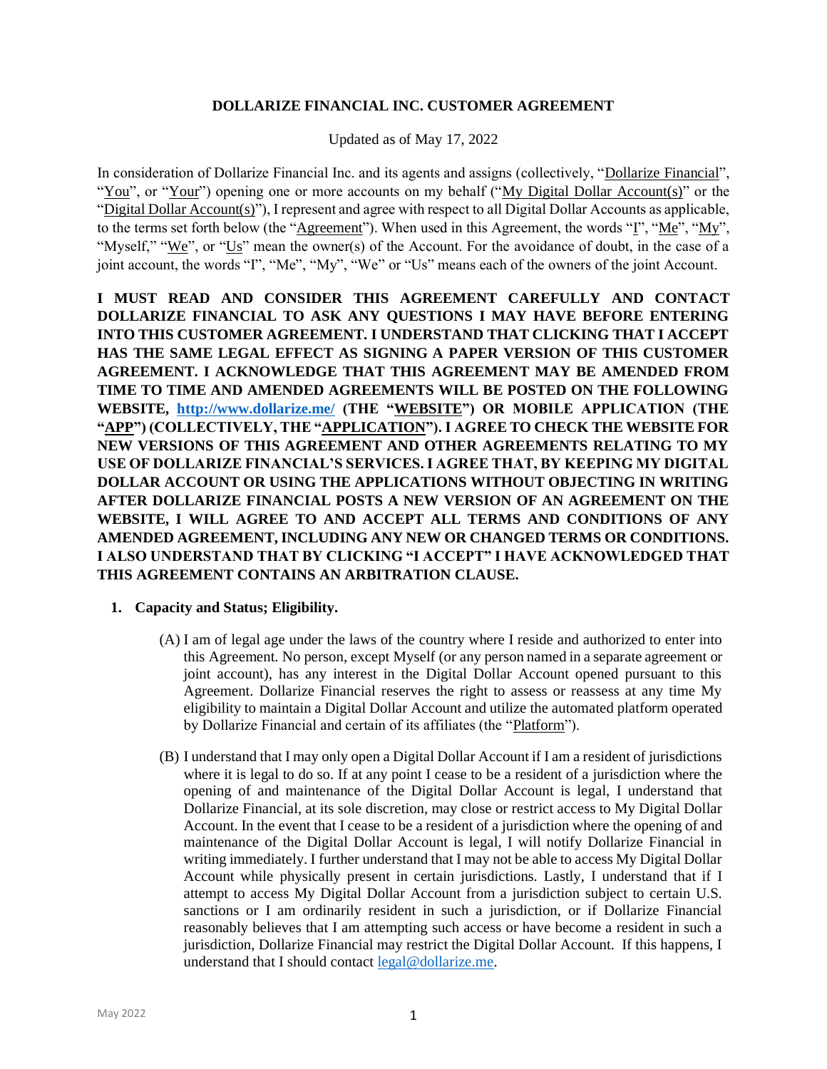# DOLLARIZE FINANCIAL INC. CUSTOMER AGREEMENT

Updated as of May 17, 2022

In consideration of Dollarize Financial Inc. and its agents and assigns (collectively, "Dollarize Financial", "You", or "Your") opening one or more accounts on my behalf ("My Digital Dollar Account(s)" or the "Digital Dollar Account(s)"), I represent and agree with respect to all Digital Dollar Accounts as applicable, to the terms set forth below (the "Agreement"). When used in this Agreement, the words "I", "Me", "My", "Myself," "We", or "Us" mean the owner(s) of the Account. For the avoidance of doubt, in the case of a joint account, the words "I", "Me", "My", "We" or "Us" means each of the owners of the joint Account.

**I MUST READ AND CONSIDER THIS AGREEMENT CAREFULLY AND CONTACT DOLLARIZE FINANCIAL TO ASK ANY QUESTIONS I MAY HAVE BEFORE ENTERING INTO THIS CUSTOMER AGREEMENT. I UNDERSTAND THAT CLICKING THAT I ACCEPT HAS THE SAME LEGAL EFFECT AS SIGNING A PAPER VERSION OF THIS CUSTOMER AGREEMENT. I ACKNOWLEDGE THAT THIS AGREEMENT MAY BE AMENDED FROM TIME TO TIME AND AMENDED AGREEMENTS WILL BE POSTED ON THE FOLLOWING WEBSITE, http://www.dollarize.me/ (THE "WEBSITE") OR MOBILE APPLICATION (THE "APP") (COLLECTIVELY, THE "APPLICATION"). I AGREE TO CHECK THE WEBSITE FOR NEW VERSIONS OF THIS AGREEMENT AND OTHER AGREEMENTS RELATING TO MY USE OF DOLLARIZE FINANCIAL'S SERVICES. I AGREE THAT, BY KEEPING MY DIGITAL DOLLAR ACCOUNT OR USING THE APPLICATIONS WITHOUT OBJECTING IN WRITING AFTER DOLLARIZE FINANCIAL POSTS A NEW VERSION OF AN AGREEMENT ON THE WEBSITE, I WILL AGREE TO AND ACCEPT ALL TERMS AND CONDITIONS OF ANY AMENDED AGREEMENT, INCLUDING ANY NEW OR CHANGED TERMS OR CONDITIONS. I ALSO UNDERSTAND THAT BY CLICKING "I ACCEPT" I HAVE ACKNOWLEDGED THAT THIS AGREEMENT CONTAINS AN ARBITRATION CLAUSE.**

1. **Capacity and Status; Eligibility.**

   (A) I am of legal age under the laws of the country where I reside and authorized to enter into this Agreement. No person, except Myself (or any person named in a separate agreement or joint account), has any interest in the Digital Dollar Account opened pursuant to this Agreement. Dollarize Financial reserves the right to assess or reassess at any time My eligibility to maintain a Digital Dollar Account and utilize the automated platform operated by Dollarize Financial and certain of its affiliates (the "Platform").

   (B) I understand that I may only open a Digital Dollar Account if I am a resident of jurisdictions where it is legal to do so. If at any point I cease to be a resident of a jurisdiction where the opening of and maintenance of the Digital Dollar Account is legal, I understand that Dollarize Financial, at its sole discretion, may close or restrict access to My Digital Dollar Account. In the event that I cease to be a resident of a jurisdiction where the opening of and maintenance of the Digital Dollar Account is legal, I will notify Dollarize Financial in writing immediately. I further understand that I may not be able to access My Digital Dollar Account while physically present in certain jurisdictions. Lastly, I understand that if I attempt to access My Digital Dollar Account from a jurisdiction subject to certain U.S. sanctions or I am ordinarily resident in such a jurisdiction, or if Dollarize Financial reasonably believes that I am attempting such access or have become a resident in such a jurisdiction, Dollarize Financial may restrict the Digital Dollar Account. If this happens, I understand that I should contact legal@dollarize.me.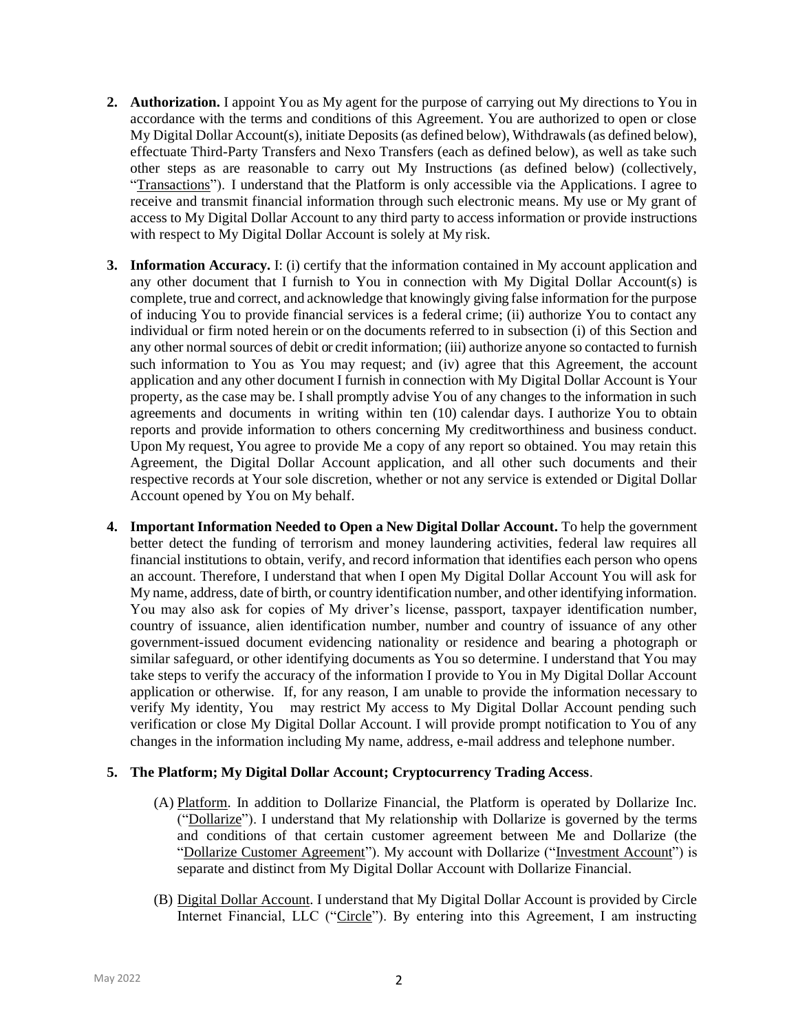2. **Authorization.** I appoint You as My agent for the purpose of carrying out My directions to You in accordance with the terms and conditions of this Agreement. You are authorized to open or close My Digital Dollar Account(s), initiate Deposits (as defined below), Withdrawals (as defined below), effectuate Third-Party Transfers and Nexo Transfers (each as defined below), as well as take such other steps as are reasonable to carry out My Instructions (as defined below) (collectively, "Transactions"). I understand that the Platform is only accessible via the Applications. I agree to receive and transmit financial information through such electronic means. My use or My grant of access to My Digital Dollar Account to any third party to access information or provide instructions with respect to My Digital Dollar Account is solely at My risk.

3. **Information Accuracy.** I: (i) certify that the information contained in My account application and any other document that I furnish to You in connection with My Digital Dollar Account(s) is complete, true and correct, and acknowledge that knowingly giving false information for the purpose of inducing You to provide financial services is a federal crime; (ii) authorize You to contact any individual or firm noted herein or on the documents referred to in subsection (i) of this Section and any other normal sources of debit or credit information; (iii) authorize anyone so contacted to furnish such information to You as You may request; and (iv) agree that this Agreement, the account application and any other document I furnish in connection with My Digital Dollar Account is Your property, as the case may be. I shall promptly advise You of any changes to the information in such agreements and documents in writing within ten (10) calendar days. I authorize You to obtain reports and provide information to others concerning My creditworthiness and business conduct. Upon My request, You agree to provide Me a copy of any report so obtained. You may retain this Agreement, the Digital Dollar Account application, and all other such documents and their respective records at Your sole discretion, whether or not any service is extended or Digital Dollar Account opened by You on My behalf.

4. **Important Information Needed to Open a New Digital Dollar Account.** To help the government better detect the funding of terrorism and money laundering activities, federal law requires all financial institutions to obtain, verify, and record information that identifies each person who opens an account. Therefore, I understand that when I open My Digital Dollar Account You will ask for My name, address, date of birth, or country identification number, and other identifying information. You may also ask for copies of My driver's license, passport, taxpayer identification number, country of issuance, alien identification number, number and country of issuance of any other government-issued document evidencing nationality or residence and bearing a photograph or similar safeguard, or other identifying documents as You so determine. I understand that You may take steps to verify the accuracy of the information I provide to You in My Digital Dollar Account application or otherwise. If, for any reason, I am unable to provide the information necessary to verify My identity, You may restrict My access to My Digital Dollar Account pending such verification or close My Digital Dollar Account. I will provide prompt notification to You of any changes in the information including My name, address, e-mail address and telephone number.

5. **The Platform; My Digital Dollar Account; Cryptocurrency Trading Access**.

   (A) Platform. In addition to Dollarize Financial, the Platform is operated by Dollarize Inc. ("Dollarize"). I understand that My relationship with Dollarize is governed by the terms and conditions of that certain customer agreement between Me and Dollarize (the "Dollarize Customer Agreement"). My account with Dollarize ("Investment Account") is separate and distinct from My Digital Dollar Account with Dollarize Financial.

   (B) Digital Dollar Account. I understand that My Digital Dollar Account is provided by Circle Internet Financial, LLC ("Circle"). By entering into this Agreement, I am instructing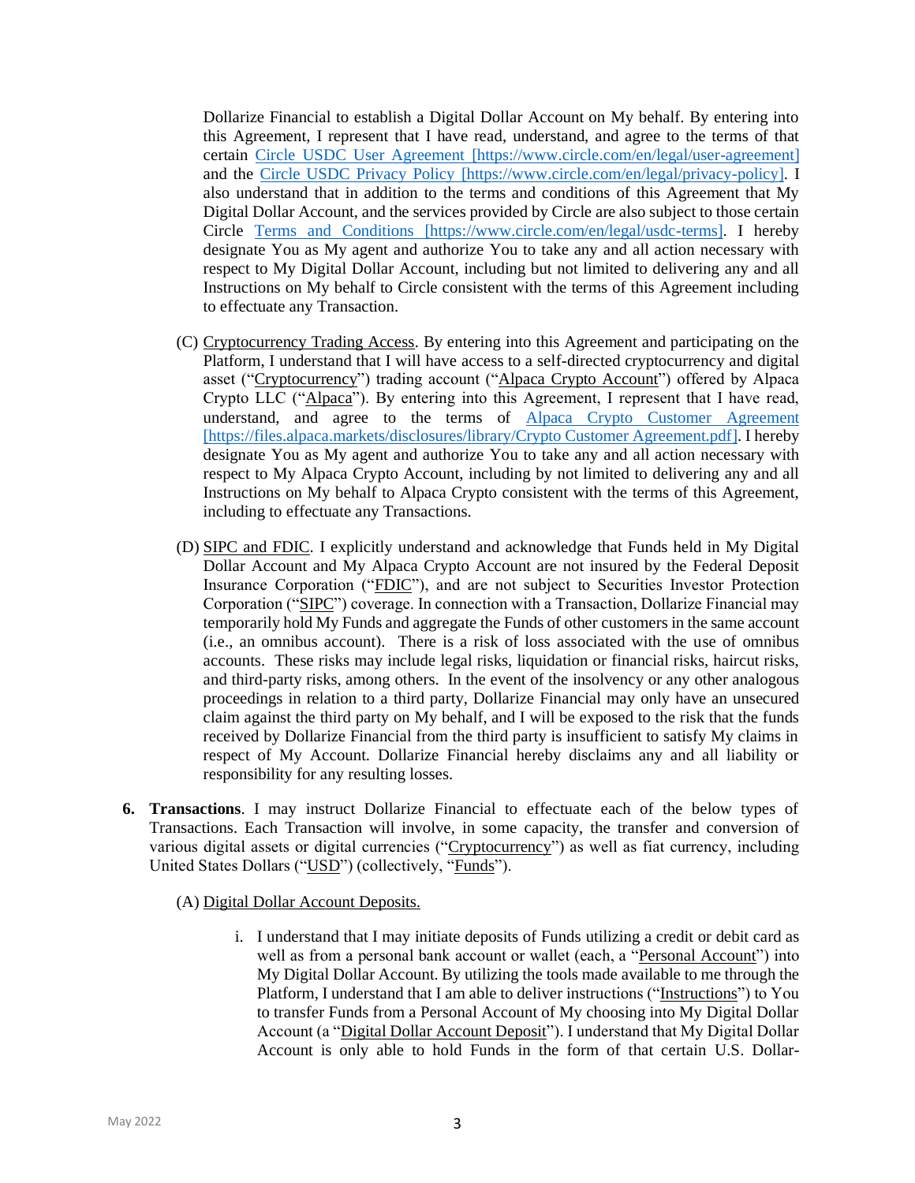Dollarize Financial to establish a Digital Dollar Account on My behalf. By entering into this Agreement, I represent that I have read, understand, and agree to the terms of that certain Circle USDC User Agreement [https://www.circle.com/en/legal/user-agreement] and the Circle USDC Privacy Policy [https://www.circle.com/en/legal/privacy-policy]. I also understand that in addition to the terms and conditions of this Agreement that My Digital Dollar Account, and the services provided by Circle are also subject to those certain Circle Terms and Conditions [https://www.circle.com/en/legal/usdc-terms]. I hereby designate You as My agent and authorize You to take any and all action necessary with respect to My Digital Dollar Account, including but not limited to delivering any and all Instructions on My behalf to Circle consistent with the terms of this Agreement including to effectuate any Transaction.

(C) Cryptocurrency Trading Access. By entering into this Agreement and participating on the Platform, I understand that I will have access to a self-directed cryptocurrency and digital asset ("Cryptocurrency") trading account ("Alpaca Crypto Account") offered by Alpaca Crypto LLC ("Alpaca"). By entering into this Agreement, I represent that I have read, understand, and agree to the terms of Alpaca Crypto Customer Agreement [https://files.alpaca.markets/disclosures/library/Crypto Customer Agreement.pdf]. I hereby designate You as My agent and authorize You to take any and all action necessary with respect to My Alpaca Crypto Account, including by not limited to delivering any and all Instructions on My behalf to Alpaca Crypto consistent with the terms of this Agreement, including to effectuate any Transactions.

(D) SIPC and FDIC. I explicitly understand and acknowledge that Funds held in My Digital Dollar Account and My Alpaca Crypto Account are not insured by the Federal Deposit Insurance Corporation ("FDIC"), and are not subject to Securities Investor Protection Corporation ("SIPC") coverage. In connection with a Transaction, Dollarize Financial may temporarily hold My Funds and aggregate the Funds of other customers in the same account (i.e., an omnibus account). There is a risk of loss associated with the use of omnibus accounts. These risks may include legal risks, liquidation or financial risks, haircut risks, and third-party risks, among others. In the event of the insolvency or any other analogous proceedings in relation to a third party, Dollarize Financial may only have an unsecured claim against the third party on My behalf, and I will be exposed to the risk that the funds received by Dollarize Financial from the third party is insufficient to satisfy My claims in respect of My Account. Dollarize Financial hereby disclaims any and all liability or responsibility for any resulting losses.

6. **Transactions**. I may instruct Dollarize Financial to effectuate each of the below types of Transactions. Each Transaction will involve, in some capacity, the transfer and conversion of various digital assets or digital currencies ("Cryptocurrency") as well as fiat currency, including United States Dollars ("USD") (collectively, "Funds").

   (A) Digital Dollar Account Deposits.

      i. I understand that I may initiate deposits of Funds utilizing a credit or debit card as well as from a personal bank account or wallet (each, a "Personal Account") into My Digital Dollar Account. By utilizing the tools made available to me through the Platform, I understand that I am able to deliver instructions ("Instructions") to You to transfer Funds from a Personal Account of My choosing into My Digital Dollar Account (a "Digital Dollar Account Deposit"). I understand that My Digital Dollar Account is only able to hold Funds in the form of that certain U.S. Dollar-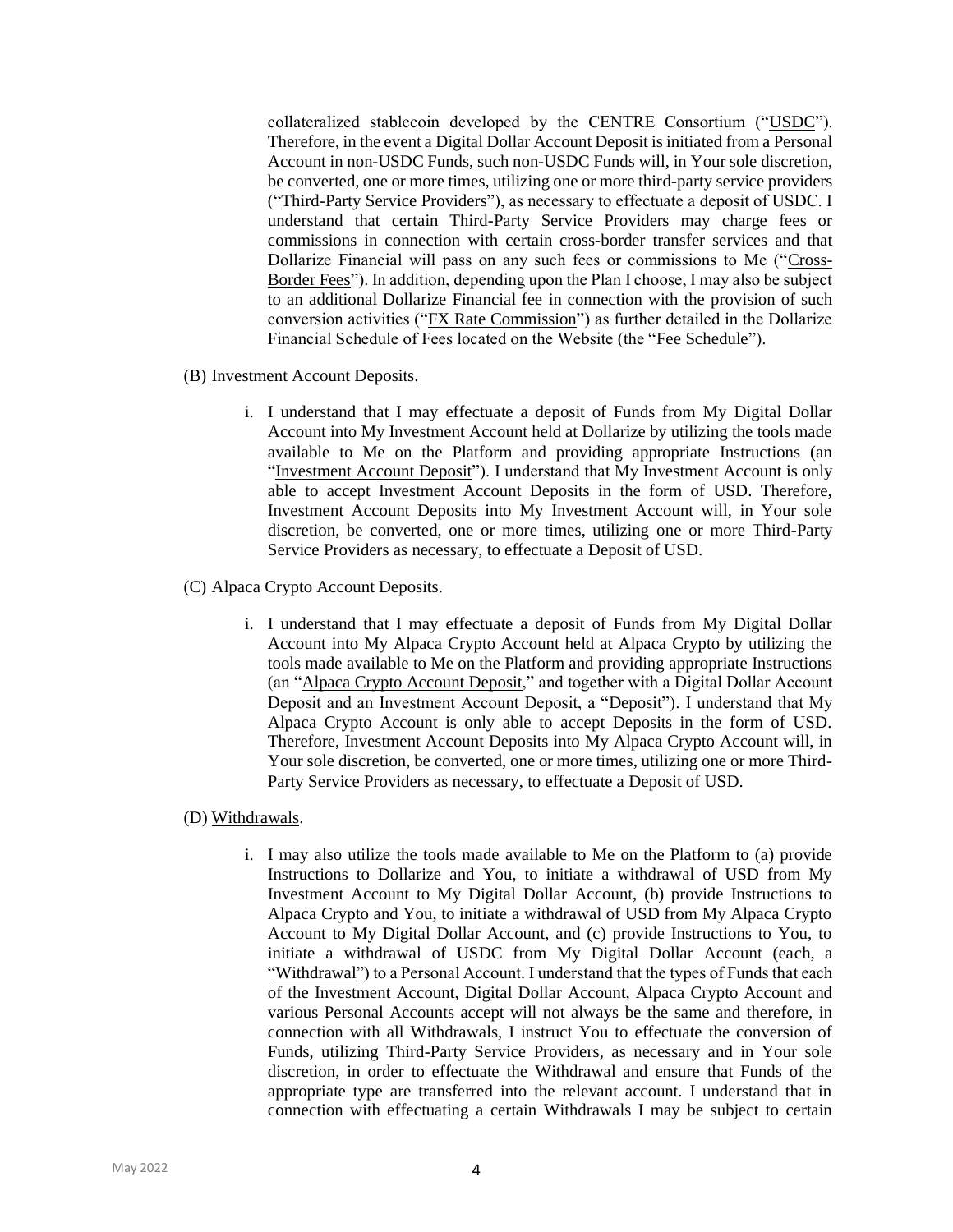collateralized stablecoin developed by the CENTRE Consortium ("USDC"). Therefore, in the event a Digital Dollar Account Deposit is initiated from a Personal Account in non-USDC Funds, such non-USDC Funds will, in Your sole discretion, be converted, one or more times, utilizing one or more third-party service providers ("Third-Party Service Providers"), as necessary to effectuate a deposit of USDC. I understand that certain Third-Party Service Providers may charge fees or commissions in connection with certain cross-border transfer services and that Dollarize Financial will pass on any such fees or commissions to Me ("Cross-Border Fees"). In addition, depending upon the Plan I choose, I may also be subject to an additional Dollarize Financial fee in connection with the provision of such conversion activities ("FX Rate Commission") as further detailed in the Dollarize Financial Schedule of Fees located on the Website (the "Fee Schedule").

(B) Investment Account Deposits.

i. I understand that I may effectuate a deposit of Funds from My Digital Dollar Account into My Investment Account held at Dollarize by utilizing the tools made available to Me on the Platform and providing appropriate Instructions (an "Investment Account Deposit"). I understand that My Investment Account is only able to accept Investment Account Deposits in the form of USD. Therefore, Investment Account Deposits into My Investment Account will, in Your sole discretion, be converted, one or more times, utilizing one or more Third-Party Service Providers as necessary, to effectuate a Deposit of USD.

(C) Alpaca Crypto Account Deposits.

i. I understand that I may effectuate a deposit of Funds from My Digital Dollar Account into My Alpaca Crypto Account held at Alpaca Crypto by utilizing the tools made available to Me on the Platform and providing appropriate Instructions (an "Alpaca Crypto Account Deposit," and together with a Digital Dollar Account Deposit and an Investment Account Deposit, a "Deposit"). I understand that My Alpaca Crypto Account is only able to accept Deposits in the form of USD. Therefore, Investment Account Deposits into My Alpaca Crypto Account will, in Your sole discretion, be converted, one or more times, utilizing one or more Third-Party Service Providers as necessary, to effectuate a Deposit of USD.

(D) Withdrawals.

i. I may also utilize the tools made available to Me on the Platform to (a) provide Instructions to Dollarize and You, to initiate a withdrawal of USD from My Investment Account to My Digital Dollar Account, (b) provide Instructions to Alpaca Crypto and You, to initiate a withdrawal of USD from My Alpaca Crypto Account to My Digital Dollar Account, and (c) provide Instructions to You, to initiate a withdrawal of USDC from My Digital Dollar Account (each, a "Withdrawal") to a Personal Account. I understand that the types of Funds that each of the Investment Account, Digital Dollar Account, Alpaca Crypto Account and various Personal Accounts accept will not always be the same and therefore, in connection with all Withdrawals, I instruct You to effectuate the conversion of Funds, utilizing Third-Party Service Providers, as necessary and in Your sole discretion, in order to effectuate the Withdrawal and ensure that Funds of the appropriate type are transferred into the relevant account. I understand that in connection with effectuating a certain Withdrawals I may be subject to certain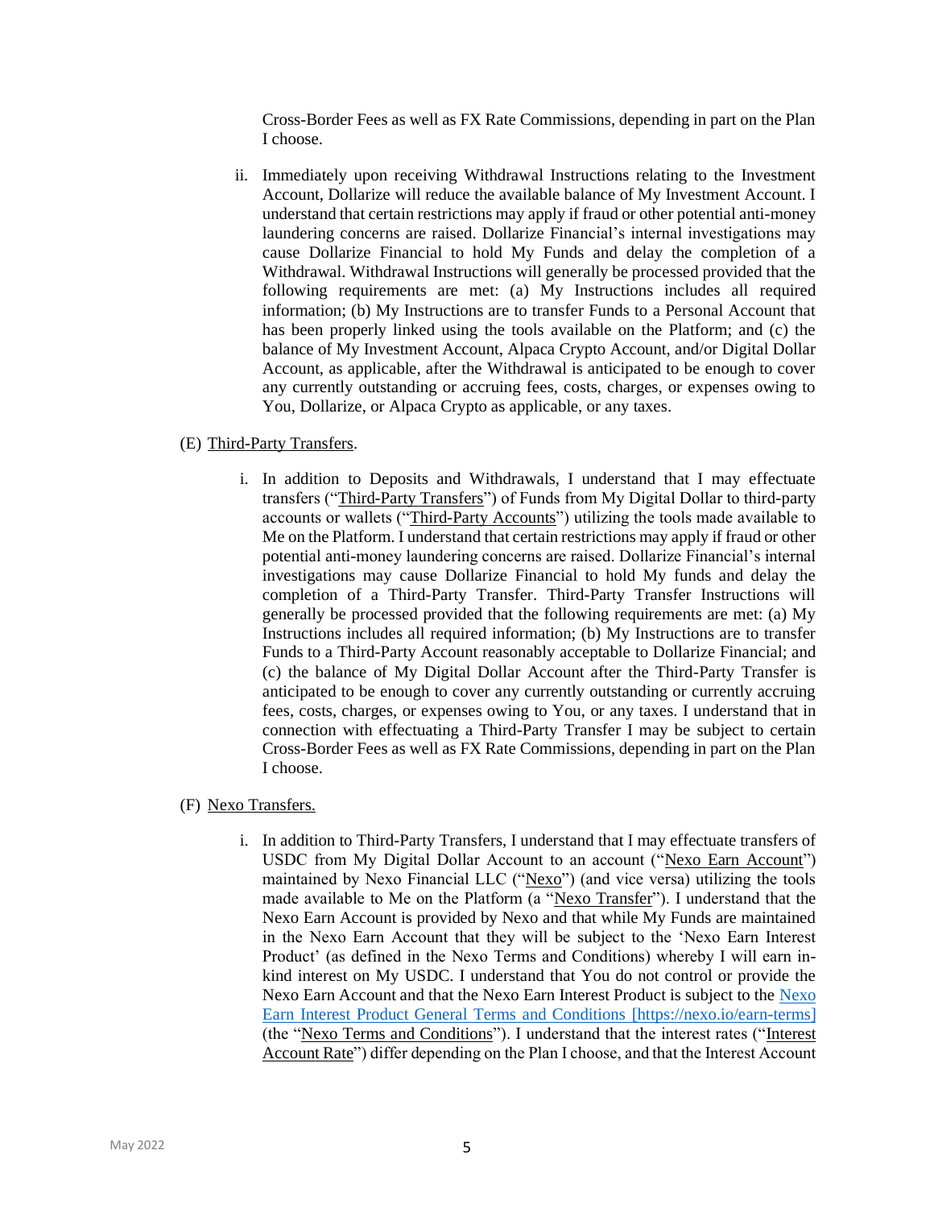Cross-Border Fees as well as FX Rate Commissions, depending in part on the Plan I choose.

ii. Immediately upon receiving Withdrawal Instructions relating to the Investment Account, Dollarize will reduce the available balance of My Investment Account. I understand that certain restrictions may apply if fraud or other potential anti-money laundering concerns are raised. Dollarize Financial's internal investigations may cause Dollarize Financial to hold My Funds and delay the completion of a Withdrawal. Withdrawal Instructions will generally be processed provided that the following requirements are met: (a) My Instructions includes all required information; (b) My Instructions are to transfer Funds to a Personal Account that has been properly linked using the tools available on the Platform; and (c) the balance of My Investment Account, Alpaca Crypto Account, and/or Digital Dollar Account, as applicable, after the Withdrawal is anticipated to be enough to cover any currently outstanding or accruing fees, costs, charges, or expenses owing to You, Dollarize, or Alpaca Crypto as applicable, or any taxes.

(E) Third-Party Transfers.

i. In addition to Deposits and Withdrawals, I understand that I may effectuate transfers ("Third-Party Transfers") of Funds from My Digital Dollar to third-party accounts or wallets ("Third-Party Accounts") utilizing the tools made available to Me on the Platform. I understand that certain restrictions may apply if fraud or other potential anti-money laundering concerns are raised. Dollarize Financial's internal investigations may cause Dollarize Financial to hold My funds and delay the completion of a Third-Party Transfer. Third-Party Transfer Instructions will generally be processed provided that the following requirements are met: (a) My Instructions includes all required information; (b) My Instructions are to transfer Funds to a Third-Party Account reasonably acceptable to Dollarize Financial; and (c) the balance of My Digital Dollar Account after the Third-Party Transfer is anticipated to be enough to cover any currently outstanding or currently accruing fees, costs, charges, or expenses owing to You, or any taxes. I understand that in connection with effectuating a Third-Party Transfer I may be subject to certain Cross-Border Fees as well as FX Rate Commissions, depending in part on the Plan I choose.

(F) Nexo Transfers.

i. In addition to Third-Party Transfers, I understand that I may effectuate transfers of USDC from My Digital Dollar Account to an account ("Nexo Earn Account") maintained by Nexo Financial LLC ("Nexo") (and vice versa) utilizing the tools made available to Me on the Platform (a "Nexo Transfer"). I understand that the Nexo Earn Account is provided by Nexo and that while My Funds are maintained in the Nexo Earn Account that they will be subject to the 'Nexo Earn Interest Product' (as defined in the Nexo Terms and Conditions) whereby I will earn in-kind interest on My USDC. I understand that You do not control or provide the Nexo Earn Account and that the Nexo Earn Interest Product is subject to the [Nexo Earn Interest Product General Terms and Conditions [https://nexo.io/earn-terms]](https://nexo.io/earn-terms) (the "Nexo Terms and Conditions"). I understand that the interest rates ("Interest Account Rate") differ depending on the Plan I choose, and that the Interest Account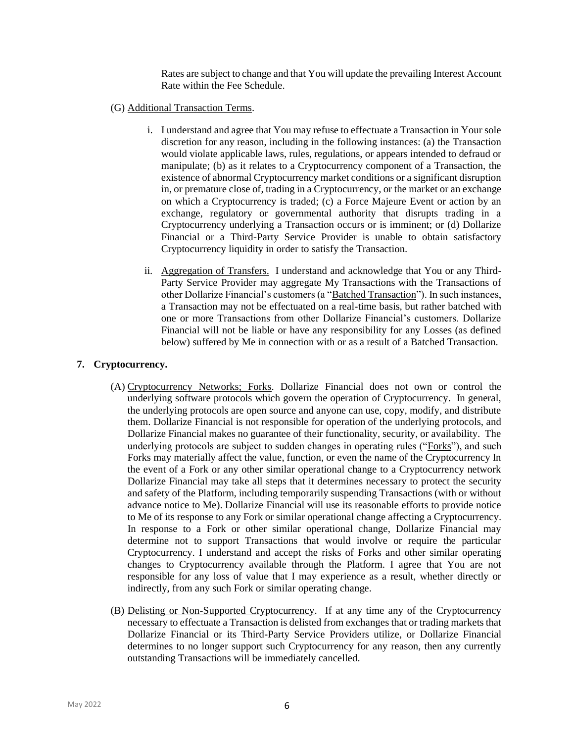Rates are subject to change and that You will update the prevailing Interest Account Rate within the Fee Schedule.

(G) Additional Transaction Terms.

i. I understand and agree that You may refuse to effectuate a Transaction in Your sole discretion for any reason, including in the following instances: (a) the Transaction would violate applicable laws, rules, regulations, or appears intended to defraud or manipulate; (b) as it relates to a Cryptocurrency component of a Transaction, the existence of abnormal Cryptocurrency market conditions or a significant disruption in, or premature close of, trading in a Cryptocurrency, or the market or an exchange on which a Cryptocurrency is traded; (c) a Force Majeure Event or action by an exchange, regulatory or governmental authority that disrupts trading in a Cryptocurrency underlying a Transaction occurs or is imminent; or (d) Dollarize Financial or a Third-Party Service Provider is unable to obtain satisfactory Cryptocurrency liquidity in order to satisfy the Transaction.

ii. Aggregation of Transfers. I understand and acknowledge that You or any Third-Party Service Provider may aggregate My Transactions with the Transactions of other Dollarize Financial's customers (a "Batched Transaction"). In such instances, a Transaction may not be effectuated on a real-time basis, but rather batched with one or more Transactions from other Dollarize Financial's customers. Dollarize Financial will not be liable or have any responsibility for any Losses (as defined below) suffered by Me in connection with or as a result of a Batched Transaction.

**7. Cryptocurrency.**

(A) Cryptocurrency Networks; Forks. Dollarize Financial does not own or control the underlying software protocols which govern the operation of Cryptocurrency. In general, the underlying protocols are open source and anyone can use, copy, modify, and distribute them. Dollarize Financial is not responsible for operation of the underlying protocols, and Dollarize Financial makes no guarantee of their functionality, security, or availability. The underlying protocols are subject to sudden changes in operating rules ("Forks"), and such Forks may materially affect the value, function, or even the name of the Cryptocurrency In the event of a Fork or any other similar operational change to a Cryptocurrency network Dollarize Financial may take all steps that it determines necessary to protect the security and safety of the Platform, including temporarily suspending Transactions (with or without advance notice to Me). Dollarize Financial will use its reasonable efforts to provide notice to Me of its response to any Fork or similar operational change affecting a Cryptocurrency. In response to a Fork or other similar operational change, Dollarize Financial may determine not to support Transactions that would involve or require the particular Cryptocurrency. I understand and accept the risks of Forks and other similar operating changes to Cryptocurrency available through the Platform. I agree that You are not responsible for any loss of value that I may experience as a result, whether directly or indirectly, from any such Fork or similar operating change.

(B) Delisting or Non-Supported Cryptocurrency. If at any time any of the Cryptocurrency necessary to effectuate a Transaction is delisted from exchanges that or trading markets that Dollarize Financial or its Third-Party Service Providers utilize, or Dollarize Financial determines to no longer support such Cryptocurrency for any reason, then any currently outstanding Transactions will be immediately cancelled.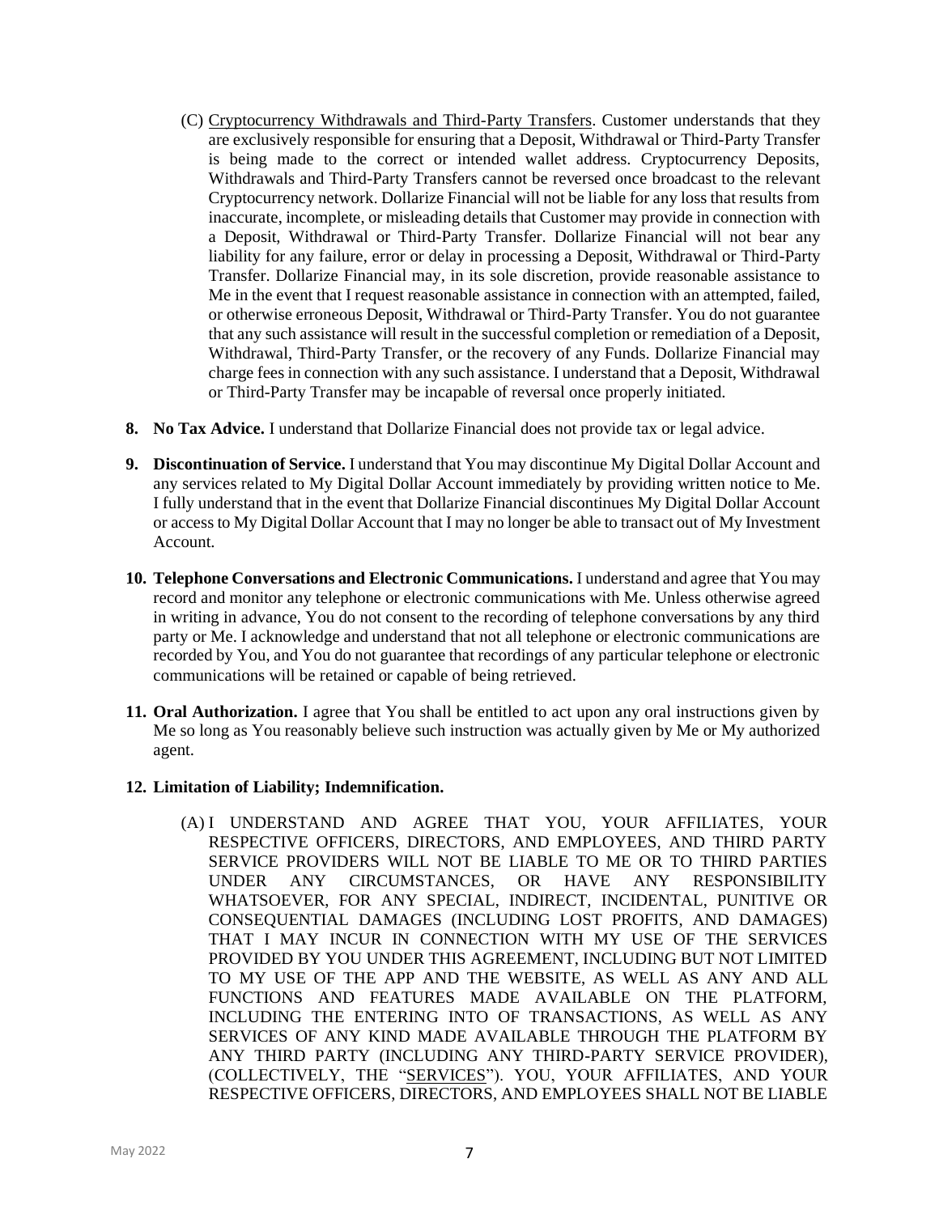(C) <u>Cryptocurrency Withdrawals and Third-Party Transfers</u>. Customer understands that they are exclusively responsible for ensuring that a Deposit, Withdrawal or Third-Party Transfer is being made to the correct or intended wallet address. Cryptocurrency Deposits, Withdrawals and Third-Party Transfers cannot be reversed once broadcast to the relevant Cryptocurrency network. Dollarize Financial will not be liable for any loss that results from inaccurate, incomplete, or misleading details that Customer may provide in connection with a Deposit, Withdrawal or Third-Party Transfer. Dollarize Financial will not bear any liability for any failure, error or delay in processing a Deposit, Withdrawal or Third-Party Transfer. Dollarize Financial may, in its sole discretion, provide reasonable assistance to Me in the event that I request reasonable assistance in connection with an attempted, failed, or otherwise erroneous Deposit, Withdrawal or Third-Party Transfer. You do not guarantee that any such assistance will result in the successful completion or remediation of a Deposit, Withdrawal, Third-Party Transfer, or the recovery of any Funds. Dollarize Financial may charge fees in connection with any such assistance. I understand that a Deposit, Withdrawal or Third-Party Transfer may be incapable of reversal once properly initiated.

**8. No Tax Advice.** I understand that Dollarize Financial does not provide tax or legal advice.

**9. Discontinuation of Service.** I understand that You may discontinue My Digital Dollar Account and any services related to My Digital Dollar Account immediately by providing written notice to Me. I fully understand that in the event that Dollarize Financial discontinues My Digital Dollar Account or access to My Digital Dollar Account that I may no longer be able to transact out of My Investment Account.

**10. Telephone Conversations and Electronic Communications.** I understand and agree that You may record and monitor any telephone or electronic communications with Me. Unless otherwise agreed in writing in advance, You do not consent to the recording of telephone conversations by any third party or Me. I acknowledge and understand that not all telephone or electronic communications are recorded by You, and You do not guarantee that recordings of any particular telephone or electronic communications will be retained or capable of being retrieved.

**11. Oral Authorization.** I agree that You shall be entitled to act upon any oral instructions given by Me so long as You reasonably believe such instruction was actually given by Me or My authorized agent.

**12. Limitation of Liability; Indemnification.**

(A) I UNDERSTAND AND AGREE THAT YOU, YOUR AFFILIATES, YOUR RESPECTIVE OFFICERS, DIRECTORS, AND EMPLOYEES, AND THIRD PARTY SERVICE PROVIDERS WILL NOT BE LIABLE TO ME OR TO THIRD PARTIES UNDER ANY CIRCUMSTANCES, OR HAVE ANY RESPONSIBILITY WHATSOEVER, FOR ANY SPECIAL, INDIRECT, INCIDENTAL, PUNITIVE OR CONSEQUENTIAL DAMAGES (INCLUDING LOST PROFITS, AND DAMAGES) THAT I MAY INCUR IN CONNECTION WITH MY USE OF THE SERVICES PROVIDED BY YOU UNDER THIS AGREEMENT, INCLUDING BUT NOT LIMITED TO MY USE OF THE APP AND THE WEBSITE, AS WELL AS ANY AND ALL FUNCTIONS AND FEATURES MADE AVAILABLE ON THE PLATFORM, INCLUDING THE ENTERING INTO OF TRANSACTIONS, AS WELL AS ANY SERVICES OF ANY KIND MADE AVAILABLE THROUGH THE PLATFORM BY ANY THIRD PARTY (INCLUDING ANY THIRD-PARTY SERVICE PROVIDER), (COLLECTIVELY, THE "<u>SERVICES</u>"). YOU, YOUR AFFILIATES, AND YOUR RESPECTIVE OFFICERS, DIRECTORS, AND EMPLOYEES SHALL NOT BE LIABLE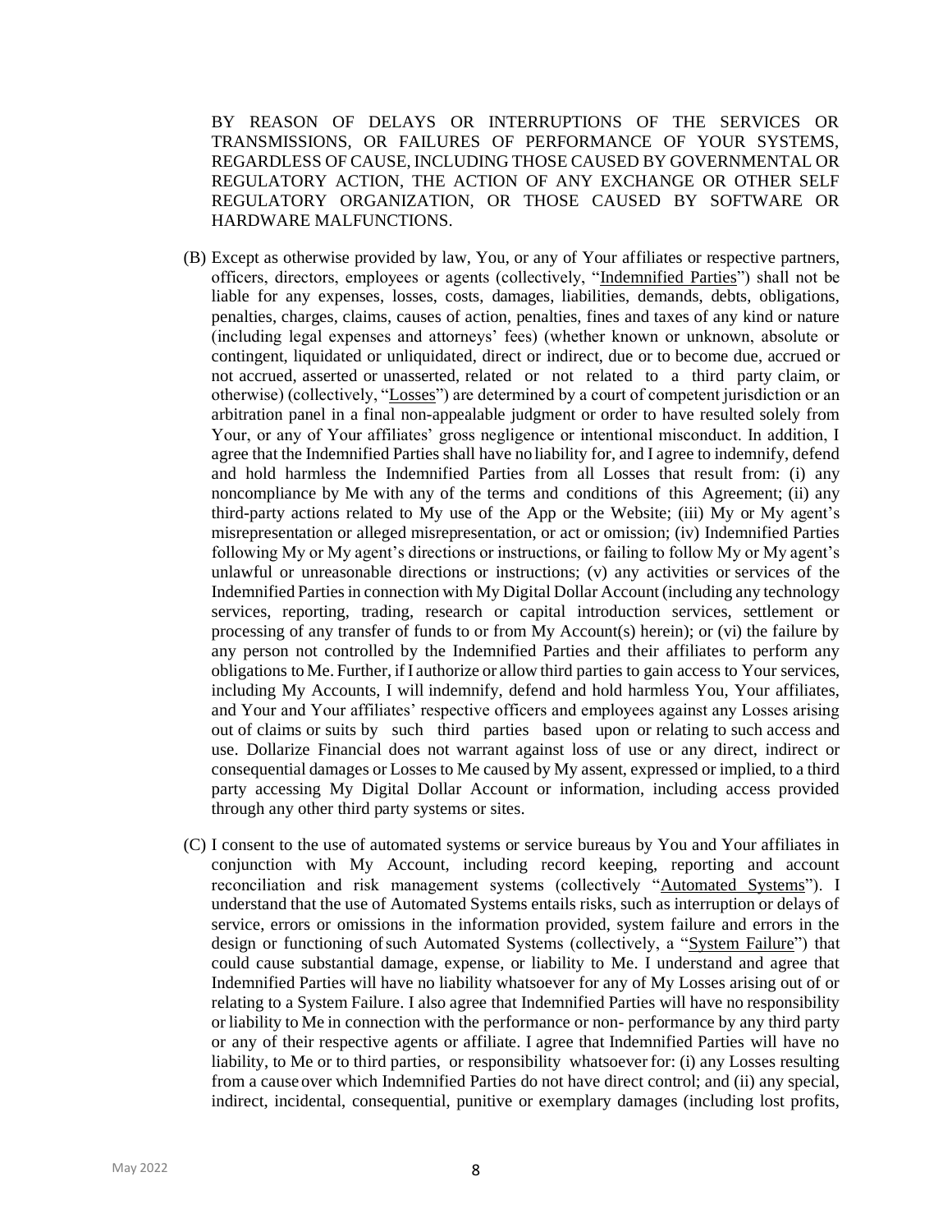BY REASON OF DELAYS OR INTERRUPTIONS OF THE SERVICES OR TRANSMISSIONS, OR FAILURES OF PERFORMANCE OF YOUR SYSTEMS, REGARDLESS OF CAUSE, INCLUDING THOSE CAUSED BY GOVERNMENTAL OR REGULATORY ACTION, THE ACTION OF ANY EXCHANGE OR OTHER SELF REGULATORY ORGANIZATION, OR THOSE CAUSED BY SOFTWARE OR HARDWARE MALFUNCTIONS.

(B) Except as otherwise provided by law, You, or any of Your affiliates or respective partners, officers, directors, employees or agents (collectively, "Indemnified Parties") shall not be liable for any expenses, losses, costs, damages, liabilities, demands, debts, obligations, penalties, charges, claims, causes of action, penalties, fines and taxes of any kind or nature (including legal expenses and attorneys' fees) (whether known or unknown, absolute or contingent, liquidated or unliquidated, direct or indirect, due or to become due, accrued or not accrued, asserted or unasserted, related or not related to a third party claim, or otherwise) (collectively, "Losses") are determined by a court of competent jurisdiction or an arbitration panel in a final non-appealable judgment or order to have resulted solely from Your, or any of Your affiliates' gross negligence or intentional misconduct. In addition, I agree that the Indemnified Parties shall have no liability for, and I agree to indemnify, defend and hold harmless the Indemnified Parties from all Losses that result from: (i) any noncompliance by Me with any of the terms and conditions of this Agreement; (ii) any third-party actions related to My use of the App or the Website; (iii) My or My agent's misrepresentation or alleged misrepresentation, or act or omission; (iv) Indemnified Parties following My or My agent's directions or instructions, or failing to follow My or My agent's unlawful or unreasonable directions or instructions; (v) any activities or services of the Indemnified Parties in connection with My Digital Dollar Account (including any technology services, reporting, trading, research or capital introduction services, settlement or processing of any transfer of funds to or from My Account(s) herein); or (vi) the failure by any person not controlled by the Indemnified Parties and their affiliates to perform any obligations to Me. Further, if I authorize or allow third parties to gain access to Your services, including My Accounts, I will indemnify, defend and hold harmless You, Your affiliates, and Your and Your affiliates' respective officers and employees against any Losses arising out of claims or suits by such third parties based upon or relating to such access and use. Dollarize Financial does not warrant against loss of use or any direct, indirect or consequential damages or Losses to Me caused by My assent, expressed or implied, to a third party accessing My Digital Dollar Account or information, including access provided through any other third party systems or sites.

(C) I consent to the use of automated systems or service bureaus by You and Your affiliates in conjunction with My Account, including record keeping, reporting and account reconciliation and risk management systems (collectively "Automated Systems"). I understand that the use of Automated Systems entails risks, such as interruption or delays of service, errors or omissions in the information provided, system failure and errors in the design or functioning of such Automated Systems (collectively, a "System Failure") that could cause substantial damage, expense, or liability to Me. I understand and agree that Indemnified Parties will have no liability whatsoever for any of My Losses arising out of or relating to a System Failure. I also agree that Indemnified Parties will have no responsibility or liability to Me in connection with the performance or non- performance by any third party or any of their respective agents or affiliate. I agree that Indemnified Parties will have no liability, to Me or to third parties, or responsibility whatsoever for: (i) any Losses resulting from a cause over which Indemnified Parties do not have direct control; and (ii) any special, indirect, incidental, consequential, punitive or exemplary damages (including lost profits,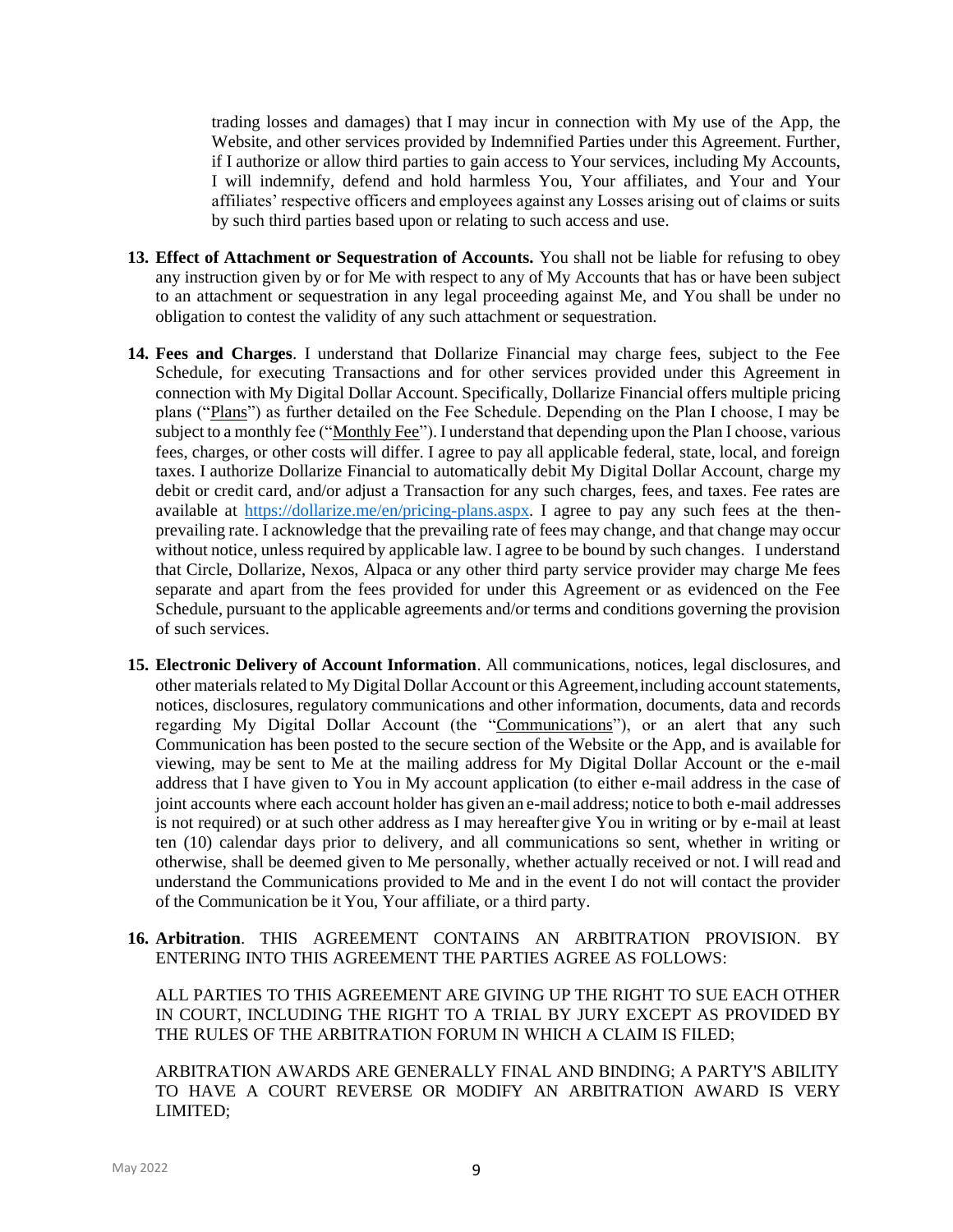trading losses and damages) that I may incur in connection with My use of the App, the Website, and other services provided by Indemnified Parties under this Agreement. Further, if I authorize or allow third parties to gain access to Your services, including My Accounts, I will indemnify, defend and hold harmless You, Your affiliates, and Your and Your affiliates' respective officers and employees against any Losses arising out of claims or suits by such third parties based upon or relating to such access and use.

13. **Effect of Attachment or Sequestration of Accounts.** You shall not be liable for refusing to obey any instruction given by or for Me with respect to any of My Accounts that has or have been subject to an attachment or sequestration in any legal proceeding against Me, and You shall be under no obligation to contest the validity of any such attachment or sequestration.

14. **Fees and Charges**. I understand that Dollarize Financial may charge fees, subject to the Fee Schedule, for executing Transactions and for other services provided under this Agreement in connection with My Digital Dollar Account. Specifically, Dollarize Financial offers multiple pricing plans ("Plans") as further detailed on the Fee Schedule. Depending on the Plan I choose, I may be subject to a monthly fee ("Monthly Fee"). I understand that depending upon the Plan I choose, various fees, charges, or other costs will differ. I agree to pay all applicable federal, state, local, and foreign taxes. I authorize Dollarize Financial to automatically debit My Digital Dollar Account, charge my debit or credit card, and/or adjust a Transaction for any such charges, fees, and taxes. Fee rates are available at [https://dollarize.me/en/pricing-plans.aspx](https://dollarize.me/en/pricing-plans.aspx). I agree to pay any such fees at the then-prevailing rate. I acknowledge that the prevailing rate of fees may change, and that change may occur without notice, unless required by applicable law. I agree to be bound by such changes. I understand that Circle, Dollarize, Nexos, Alpaca or any other third party service provider may charge Me fees separate and apart from the fees provided for under this Agreement or as evidenced on the Fee Schedule, pursuant to the applicable agreements and/or terms and conditions governing the provision of such services.

15. **Electronic Delivery of Account Information**. All communications, notices, legal disclosures, and other materials related to My Digital Dollar Account or this Agreement, including account statements, notices, disclosures, regulatory communications and other information, documents, data and records regarding My Digital Dollar Account (the "Communications"), or an alert that any such Communication has been posted to the secure section of the Website or the App, and is available for viewing, may be sent to Me at the mailing address for My Digital Dollar Account or the e-mail address that I have given to You in My account application (to either e-mail address in the case of joint accounts where each account holder has given an e-mail address; notice to both e-mail addresses is not required) or at such other address as I may hereafter give You in writing or by e-mail at least ten (10) calendar days prior to delivery, and all communications so sent, whether in writing or otherwise, shall be deemed given to Me personally, whether actually received or not. I will read and understand the Communications provided to Me and in the event I do not will contact the provider of the Communication be it You, Your affiliate, or a third party.

16. **Arbitration**. THIS AGREEMENT CONTAINS AN ARBITRATION PROVISION. BY ENTERING INTO THIS AGREEMENT THE PARTIES AGREE AS FOLLOWS:

    ALL PARTIES TO THIS AGREEMENT ARE GIVING UP THE RIGHT TO SUE EACH OTHER IN COURT, INCLUDING THE RIGHT TO A TRIAL BY JURY EXCEPT AS PROVIDED BY THE RULES OF THE ARBITRATION FORUM IN WHICH A CLAIM IS FILED;

    ARBITRATION AWARDS ARE GENERALLY FINAL AND BINDING; A PARTY'S ABILITY TO HAVE A COURT REVERSE OR MODIFY AN ARBITRATION AWARD IS VERY LIMITED;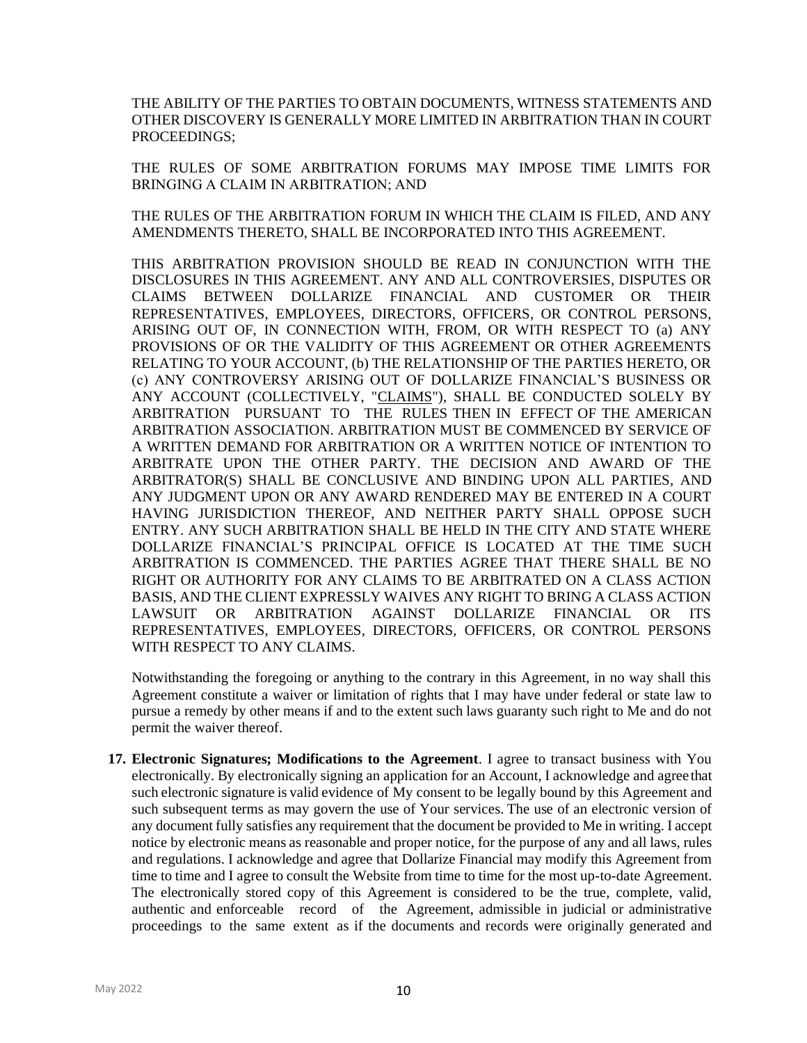THE ABILITY OF THE PARTIES TO OBTAIN DOCUMENTS, WITNESS STATEMENTS AND OTHER DISCOVERY IS GENERALLY MORE LIMITED IN ARBITRATION THAN IN COURT PROCEEDINGS;

THE RULES OF SOME ARBITRATION FORUMS MAY IMPOSE TIME LIMITS FOR BRINGING A CLAIM IN ARBITRATION; AND

THE RULES OF THE ARBITRATION FORUM IN WHICH THE CLAIM IS FILED, AND ANY AMENDMENTS THERETO, SHALL BE INCORPORATED INTO THIS AGREEMENT.

THIS ARBITRATION PROVISION SHOULD BE READ IN CONJUNCTION WITH THE DISCLOSURES IN THIS AGREEMENT. ANY AND ALL CONTROVERSIES, DISPUTES OR CLAIMS BETWEEN DOLLARIZE FINANCIAL AND CUSTOMER OR THEIR REPRESENTATIVES, EMPLOYEES, DIRECTORS, OFFICERS, OR CONTROL PERSONS, ARISING OUT OF, IN CONNECTION WITH, FROM, OR WITH RESPECT TO (a) ANY PROVISIONS OF OR THE VALIDITY OF THIS AGREEMENT OR OTHER AGREEMENTS RELATING TO YOUR ACCOUNT, (b) THE RELATIONSHIP OF THE PARTIES HERETO, OR (c) ANY CONTROVERSY ARISING OUT OF DOLLARIZE FINANCIAL'S BUSINESS OR ANY ACCOUNT (COLLECTIVELY, "CLAIMS"), SHALL BE CONDUCTED SOLELY BY ARBITRATION PURSUANT TO THE RULES THEN IN EFFECT OF THE AMERICAN ARBITRATION ASSOCIATION. ARBITRATION MUST BE COMMENCED BY SERVICE OF A WRITTEN DEMAND FOR ARBITRATION OR A WRITTEN NOTICE OF INTENTION TO ARBITRATE UPON THE OTHER PARTY. THE DECISION AND AWARD OF THE ARBITRATOR(S) SHALL BE CONCLUSIVE AND BINDING UPON ALL PARTIES, AND ANY JUDGMENT UPON OR ANY AWARD RENDERED MAY BE ENTERED IN A COURT HAVING JURISDICTION THEREOF, AND NEITHER PARTY SHALL OPPOSE SUCH ENTRY. ANY SUCH ARBITRATION SHALL BE HELD IN THE CITY AND STATE WHERE DOLLARIZE FINANCIAL'S PRINCIPAL OFFICE IS LOCATED AT THE TIME SUCH ARBITRATION IS COMMENCED. THE PARTIES AGREE THAT THERE SHALL BE NO RIGHT OR AUTHORITY FOR ANY CLAIMS TO BE ARBITRATED ON A CLASS ACTION BASIS, AND THE CLIENT EXPRESSLY WAIVES ANY RIGHT TO BRING A CLASS ACTION LAWSUIT OR ARBITRATION AGAINST DOLLARIZE FINANCIAL OR ITS REPRESENTATIVES, EMPLOYEES, DIRECTORS, OFFICERS, OR CONTROL PERSONS WITH RESPECT TO ANY CLAIMS.

Notwithstanding the foregoing or anything to the contrary in this Agreement, in no way shall this Agreement constitute a waiver or limitation of rights that I may have under federal or state law to pursue a remedy by other means if and to the extent such laws guaranty such right to Me and do not permit the waiver thereof.

17. **Electronic Signatures; Modifications to the Agreement**. I agree to transact business with You electronically. By electronically signing an application for an Account, I acknowledge and agree that such electronic signature is valid evidence of My consent to be legally bound by this Agreement and such subsequent terms as may govern the use of Your services. The use of an electronic version of any document fully satisfies any requirement that the document be provided to Me in writing. I accept notice by electronic means as reasonable and proper notice, for the purpose of any and all laws, rules and regulations. I acknowledge and agree that Dollarize Financial may modify this Agreement from time to time and I agree to consult the Website from time to time for the most up-to-date Agreement. The electronically stored copy of this Agreement is considered to be the true, complete, valid, authentic and enforceable record of the Agreement, admissible in judicial or administrative proceedings to the same extent as if the documents and records were originally generated and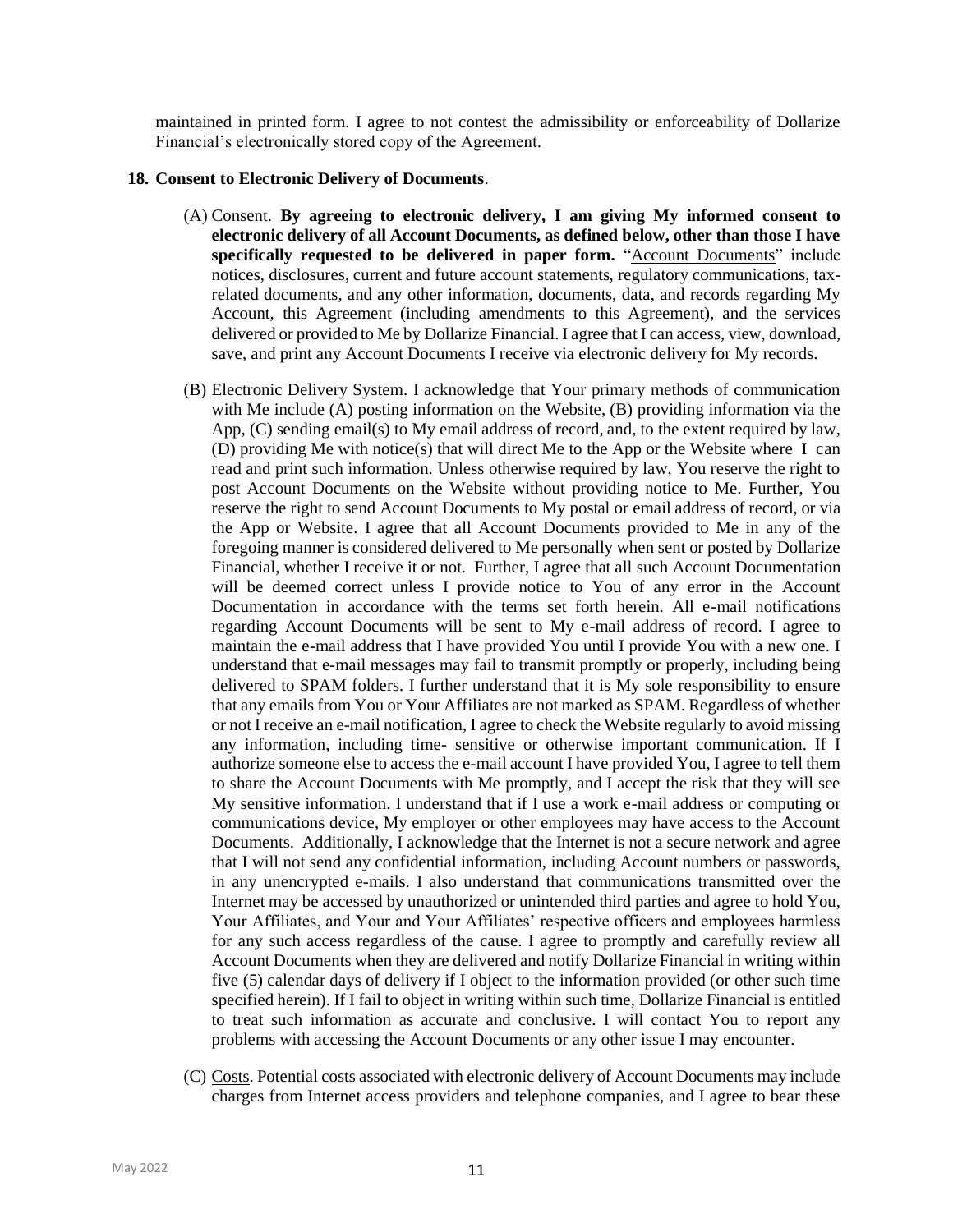maintained in printed form. I agree to not contest the admissibility or enforceability of Dollarize Financial's electronically stored copy of the Agreement.

**18. Consent to Electronic Delivery of Documents**.

(A) Consent. **By agreeing to electronic delivery, I am giving My informed consent to electronic delivery of all Account Documents, as defined below, other than those I have specifically requested to be delivered in paper form.** "Account Documents" include notices, disclosures, current and future account statements, regulatory communications, tax-related documents, and any other information, documents, data, and records regarding My Account, this Agreement (including amendments to this Agreement), and the services delivered or provided to Me by Dollarize Financial. I agree that I can access, view, download, save, and print any Account Documents I receive via electronic delivery for My records.

(B) Electronic Delivery System. I acknowledge that Your primary methods of communication with Me include (A) posting information on the Website, (B) providing information via the App, (C) sending email(s) to My email address of record, and, to the extent required by law, (D) providing Me with notice(s) that will direct Me to the App or the Website where I can read and print such information. Unless otherwise required by law, You reserve the right to post Account Documents on the Website without providing notice to Me. Further, You reserve the right to send Account Documents to My postal or email address of record, or via the App or Website. I agree that all Account Documents provided to Me in any of the foregoing manner is considered delivered to Me personally when sent or posted by Dollarize Financial, whether I receive it or not. Further, I agree that all such Account Documentation will be deemed correct unless I provide notice to You of any error in the Account Documentation in accordance with the terms set forth herein. All e-mail notifications regarding Account Documents will be sent to My e-mail address of record. I agree to maintain the e-mail address that I have provided You until I provide You with a new one. I understand that e-mail messages may fail to transmit promptly or properly, including being delivered to SPAM folders. I further understand that it is My sole responsibility to ensure that any emails from You or Your Affiliates are not marked as SPAM. Regardless of whether or not I receive an e-mail notification, I agree to check the Website regularly to avoid missing any information, including time- sensitive or otherwise important communication. If I authorize someone else to access the e-mail account I have provided You, I agree to tell them to share the Account Documents with Me promptly, and I accept the risk that they will see My sensitive information. I understand that if I use a work e-mail address or computing or communications device, My employer or other employees may have access to the Account Documents. Additionally, I acknowledge that the Internet is not a secure network and agree that I will not send any confidential information, including Account numbers or passwords, in any unencrypted e-mails. I also understand that communications transmitted over the Internet may be accessed by unauthorized or unintended third parties and agree to hold You, Your Affiliates, and Your and Your Affiliates' respective officers and employees harmless for any such access regardless of the cause. I agree to promptly and carefully review all Account Documents when they are delivered and notify Dollarize Financial in writing within five (5) calendar days of delivery if I object to the information provided (or other such time specified herein). If I fail to object in writing within such time, Dollarize Financial is entitled to treat such information as accurate and conclusive. I will contact You to report any problems with accessing the Account Documents or any other issue I may encounter.

(C) Costs. Potential costs associated with electronic delivery of Account Documents may include charges from Internet access providers and telephone companies, and I agree to bear these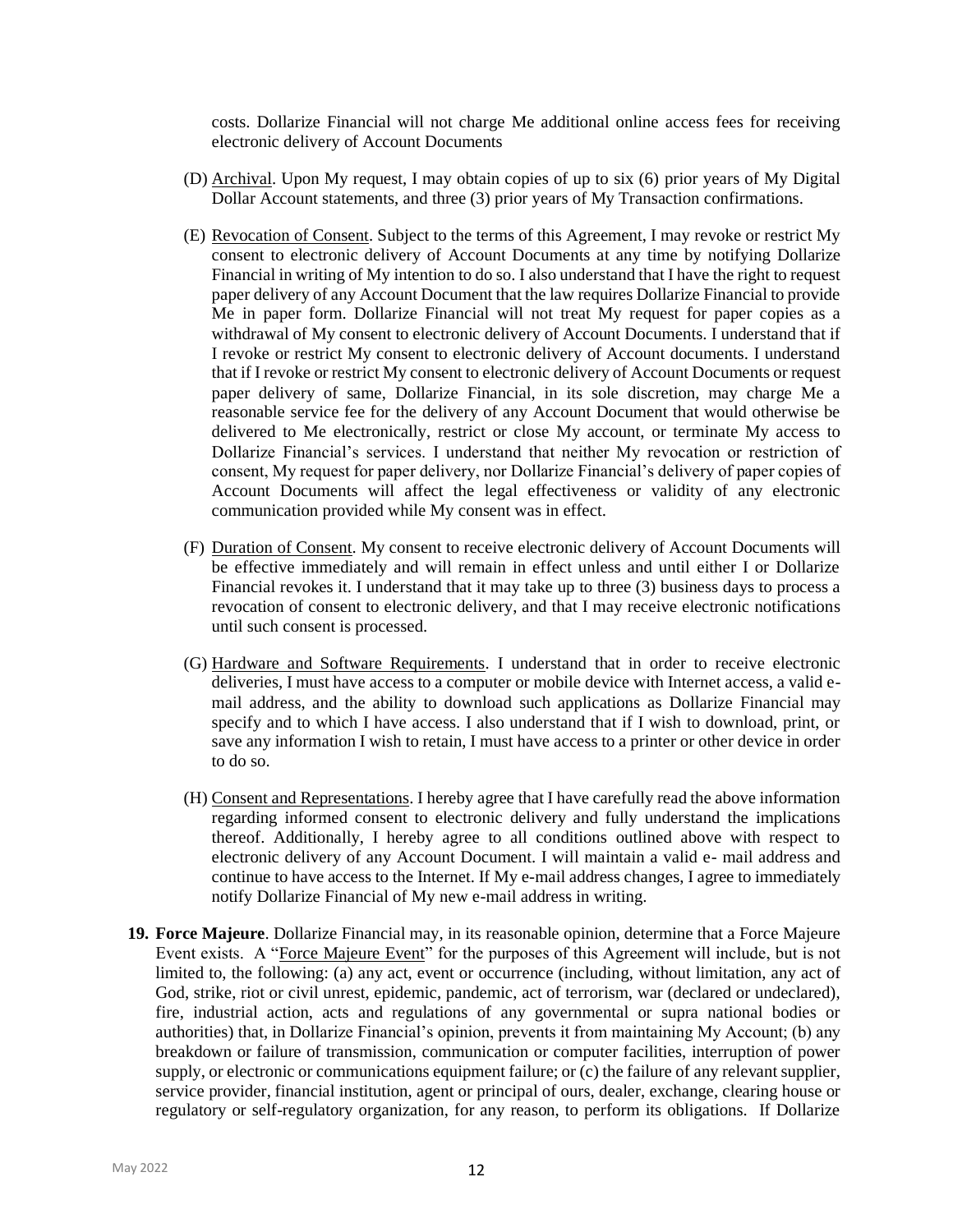costs. Dollarize Financial will not charge Me additional online access fees for receiving electronic delivery of Account Documents

(D) Archival. Upon My request, I may obtain copies of up to six (6) prior years of My Digital Dollar Account statements, and three (3) prior years of My Transaction confirmations.

(E) Revocation of Consent. Subject to the terms of this Agreement, I may revoke or restrict My consent to electronic delivery of Account Documents at any time by notifying Dollarize Financial in writing of My intention to do so. I also understand that I have the right to request paper delivery of any Account Document that the law requires Dollarize Financial to provide Me in paper form. Dollarize Financial will not treat My request for paper copies as a withdrawal of My consent to electronic delivery of Account Documents. I understand that if I revoke or restrict My consent to electronic delivery of Account documents. I understand that if I revoke or restrict My consent to electronic delivery of Account Documents or request paper delivery of same, Dollarize Financial, in its sole discretion, may charge Me a reasonable service fee for the delivery of any Account Document that would otherwise be delivered to Me electronically, restrict or close My account, or terminate My access to Dollarize Financial's services. I understand that neither My revocation or restriction of consent, My request for paper delivery, nor Dollarize Financial's delivery of paper copies of Account Documents will affect the legal effectiveness or validity of any electronic communication provided while My consent was in effect.

(F) Duration of Consent. My consent to receive electronic delivery of Account Documents will be effective immediately and will remain in effect unless and until either I or Dollarize Financial revokes it. I understand that it may take up to three (3) business days to process a revocation of consent to electronic delivery, and that I may receive electronic notifications until such consent is processed.

(G) Hardware and Software Requirements. I understand that in order to receive electronic deliveries, I must have access to a computer or mobile device with Internet access, a valid e-mail address, and the ability to download such applications as Dollarize Financial may specify and to which I have access. I also understand that if I wish to download, print, or save any information I wish to retain, I must have access to a printer or other device in order to do so.

(H) Consent and Representations. I hereby agree that I have carefully read the above information regarding informed consent to electronic delivery and fully understand the implications thereof. Additionally, I hereby agree to all conditions outlined above with respect to electronic delivery of any Account Document. I will maintain a valid e- mail address and continue to have access to the Internet. If My e-mail address changes, I agree to immediately notify Dollarize Financial of My new e-mail address in writing.

**19. Force Majeure**. Dollarize Financial may, in its reasonable opinion, determine that a Force Majeure Event exists. A "Force Majeure Event" for the purposes of this Agreement will include, but is not limited to, the following: (a) any act, event or occurrence (including, without limitation, any act of God, strike, riot or civil unrest, epidemic, pandemic, act of terrorism, war (declared or undeclared), fire, industrial action, acts and regulations of any governmental or supra national bodies or authorities) that, in Dollarize Financial's opinion, prevents it from maintaining My Account; (b) any breakdown or failure of transmission, communication or computer facilities, interruption of power supply, or electronic or communications equipment failure; or (c) the failure of any relevant supplier, service provider, financial institution, agent or principal of ours, dealer, exchange, clearing house or regulatory or self-regulatory organization, for any reason, to perform its obligations. If Dollarize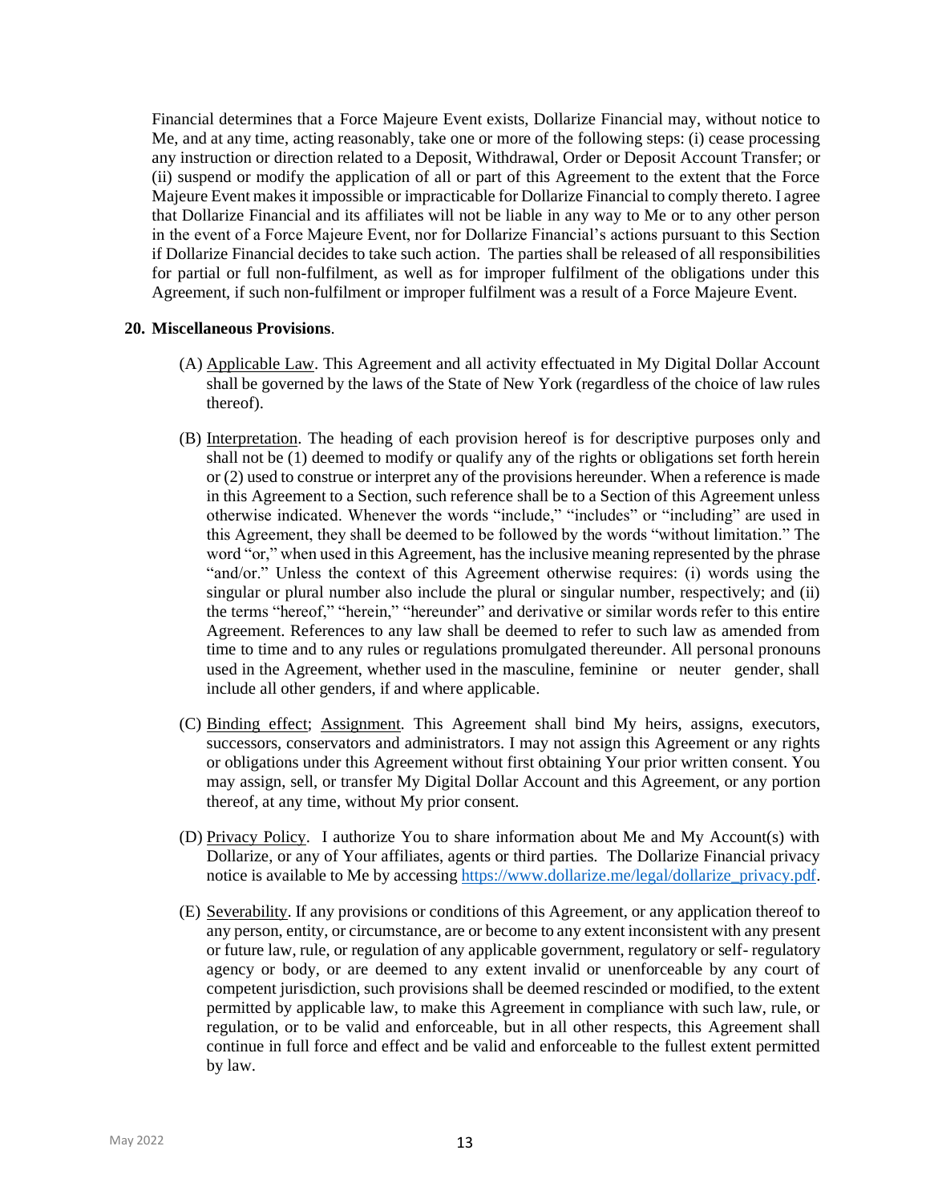Financial determines that a Force Majeure Event exists, Dollarize Financial may, without notice to Me, and at any time, acting reasonably, take one or more of the following steps: (i) cease processing any instruction or direction related to a Deposit, Withdrawal, Order or Deposit Account Transfer; or (ii) suspend or modify the application of all or part of this Agreement to the extent that the Force Majeure Event makes it impossible or impracticable for Dollarize Financial to comply thereto. I agree that Dollarize Financial and its affiliates will not be liable in any way to Me or to any other person in the event of a Force Majeure Event, nor for Dollarize Financial's actions pursuant to this Section if Dollarize Financial decides to take such action. The parties shall be released of all responsibilities for partial or full non-fulfilment, as well as for improper fulfilment of the obligations under this Agreement, if such non-fulfilment or improper fulfilment was a result of a Force Majeure Event.

**20. Miscellaneous Provisions**.

(A) Applicable Law. This Agreement and all activity effectuated in My Digital Dollar Account shall be governed by the laws of the State of New York (regardless of the choice of law rules thereof).

(B) Interpretation. The heading of each provision hereof is for descriptive purposes only and shall not be (1) deemed to modify or qualify any of the rights or obligations set forth herein or (2) used to construe or interpret any of the provisions hereunder. When a reference is made in this Agreement to a Section, such reference shall be to a Section of this Agreement unless otherwise indicated. Whenever the words "include," "includes" or "including" are used in this Agreement, they shall be deemed to be followed by the words "without limitation." The word "or," when used in this Agreement, has the inclusive meaning represented by the phrase "and/or." Unless the context of this Agreement otherwise requires: (i) words using the singular or plural number also include the plural or singular number, respectively; and (ii) the terms "hereof," "herein," "hereunder" and derivative or similar words refer to this entire Agreement. References to any law shall be deemed to refer to such law as amended from time to time and to any rules or regulations promulgated thereunder. All personal pronouns used in the Agreement, whether used in the masculine, feminine or neuter gender, shall include all other genders, if and where applicable.

(C) Binding effect; Assignment. This Agreement shall bind My heirs, assigns, executors, successors, conservators and administrators. I may not assign this Agreement or any rights or obligations under this Agreement without first obtaining Your prior written consent. You may assign, sell, or transfer My Digital Dollar Account and this Agreement, or any portion thereof, at any time, without My prior consent.

(D) Privacy Policy. I authorize You to share information about Me and My Account(s) with Dollarize, or any of Your affiliates, agents or third parties. The Dollarize Financial privacy notice is available to Me by accessing https://www.dollarize.me/legal/dollarize_privacy.pdf.

(E) Severability. If any provisions or conditions of this Agreement, or any application thereof to any person, entity, or circumstance, are or become to any extent inconsistent with any present or future law, rule, or regulation of any applicable government, regulatory or self- regulatory agency or body, or are deemed to any extent invalid or unenforceable by any court of competent jurisdiction, such provisions shall be deemed rescinded or modified, to the extent permitted by applicable law, to make this Agreement in compliance with such law, rule, or regulation, or to be valid and enforceable, but in all other respects, this Agreement shall continue in full force and effect and be valid and enforceable to the fullest extent permitted by law.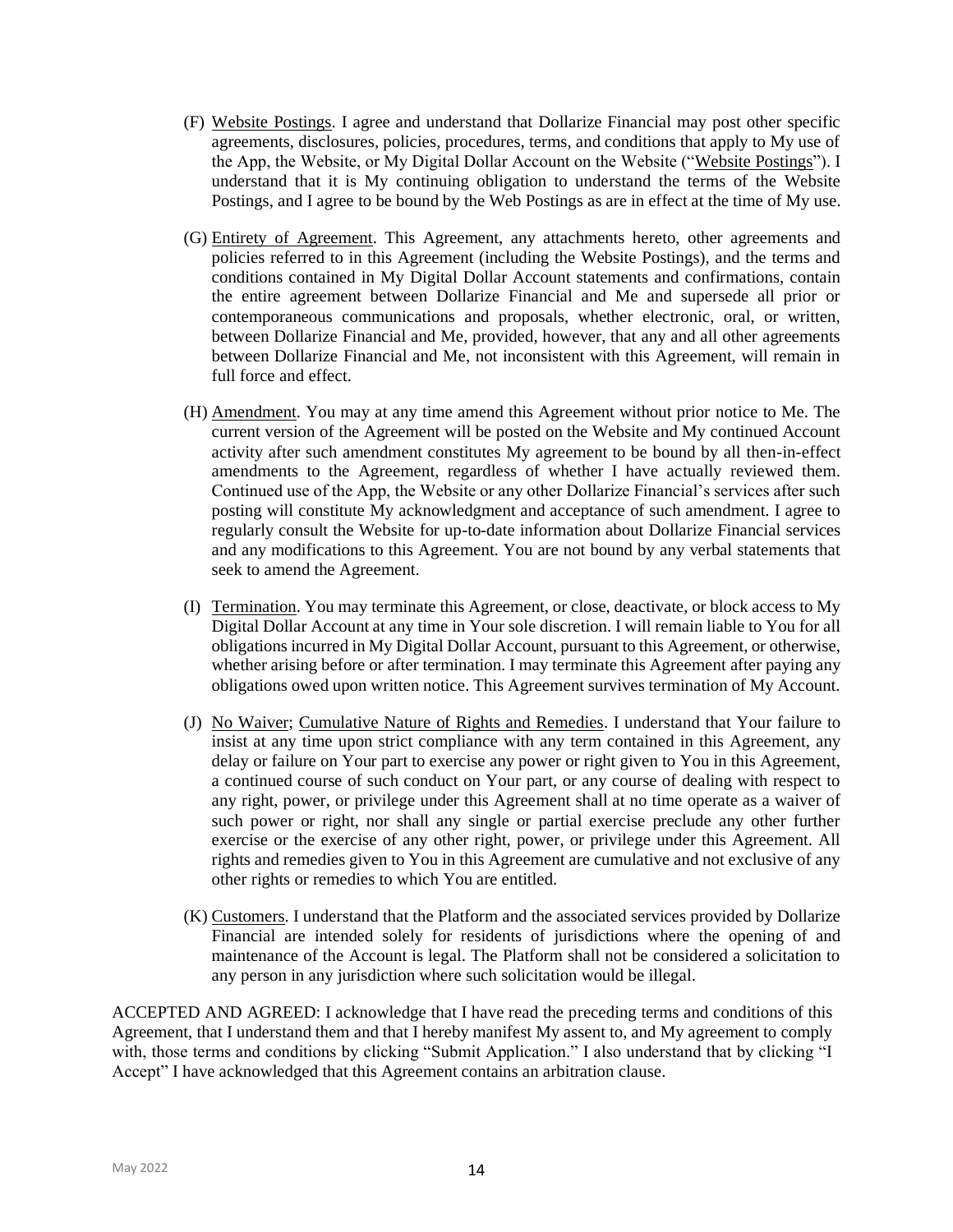(F) Website Postings. I agree and understand that Dollarize Financial may post other specific agreements, disclosures, policies, procedures, terms, and conditions that apply to My use of the App, the Website, or My Digital Dollar Account on the Website ("Website Postings"). I understand that it is My continuing obligation to understand the terms of the Website Postings, and I agree to be bound by the Web Postings as are in effect at the time of My use.

(G) Entirety of Agreement. This Agreement, any attachments hereto, other agreements and policies referred to in this Agreement (including the Website Postings), and the terms and conditions contained in My Digital Dollar Account statements and confirmations, contain the entire agreement between Dollarize Financial and Me and supersede all prior or contemporaneous communications and proposals, whether electronic, oral, or written, between Dollarize Financial and Me, provided, however, that any and all other agreements between Dollarize Financial and Me, not inconsistent with this Agreement, will remain in full force and effect.

(H) Amendment. You may at any time amend this Agreement without prior notice to Me. The current version of the Agreement will be posted on the Website and My continued Account activity after such amendment constitutes My agreement to be bound by all then-in-effect amendments to the Agreement, regardless of whether I have actually reviewed them. Continued use of the App, the Website or any other Dollarize Financial's services after such posting will constitute My acknowledgment and acceptance of such amendment. I agree to regularly consult the Website for up-to-date information about Dollarize Financial services and any modifications to this Agreement. You are not bound by any verbal statements that seek to amend the Agreement.

(I) Termination. You may terminate this Agreement, or close, deactivate, or block access to My Digital Dollar Account at any time in Your sole discretion. I will remain liable to You for all obligations incurred in My Digital Dollar Account, pursuant to this Agreement, or otherwise, whether arising before or after termination. I may terminate this Agreement after paying any obligations owed upon written notice. This Agreement survives termination of My Account.

(J) No Waiver; Cumulative Nature of Rights and Remedies. I understand that Your failure to insist at any time upon strict compliance with any term contained in this Agreement, any delay or failure on Your part to exercise any power or right given to You in this Agreement, a continued course of such conduct on Your part, or any course of dealing with respect to any right, power, or privilege under this Agreement shall at no time operate as a waiver of such power or right, nor shall any single or partial exercise preclude any other further exercise or the exercise of any other right, power, or privilege under this Agreement. All rights and remedies given to You in this Agreement are cumulative and not exclusive of any other rights or remedies to which You are entitled.

(K) Customers. I understand that the Platform and the associated services provided by Dollarize Financial are intended solely for residents of jurisdictions where the opening of and maintenance of the Account is legal. The Platform shall not be considered a solicitation to any person in any jurisdiction where such solicitation would be illegal.

ACCEPTED AND AGREED: I acknowledge that I have read the preceding terms and conditions of this Agreement, that I understand them and that I hereby manifest My assent to, and My agreement to comply with, those terms and conditions by clicking "Submit Application." I also understand that by clicking "I Accept" I have acknowledged that this Agreement contains an arbitration clause.

May 2022